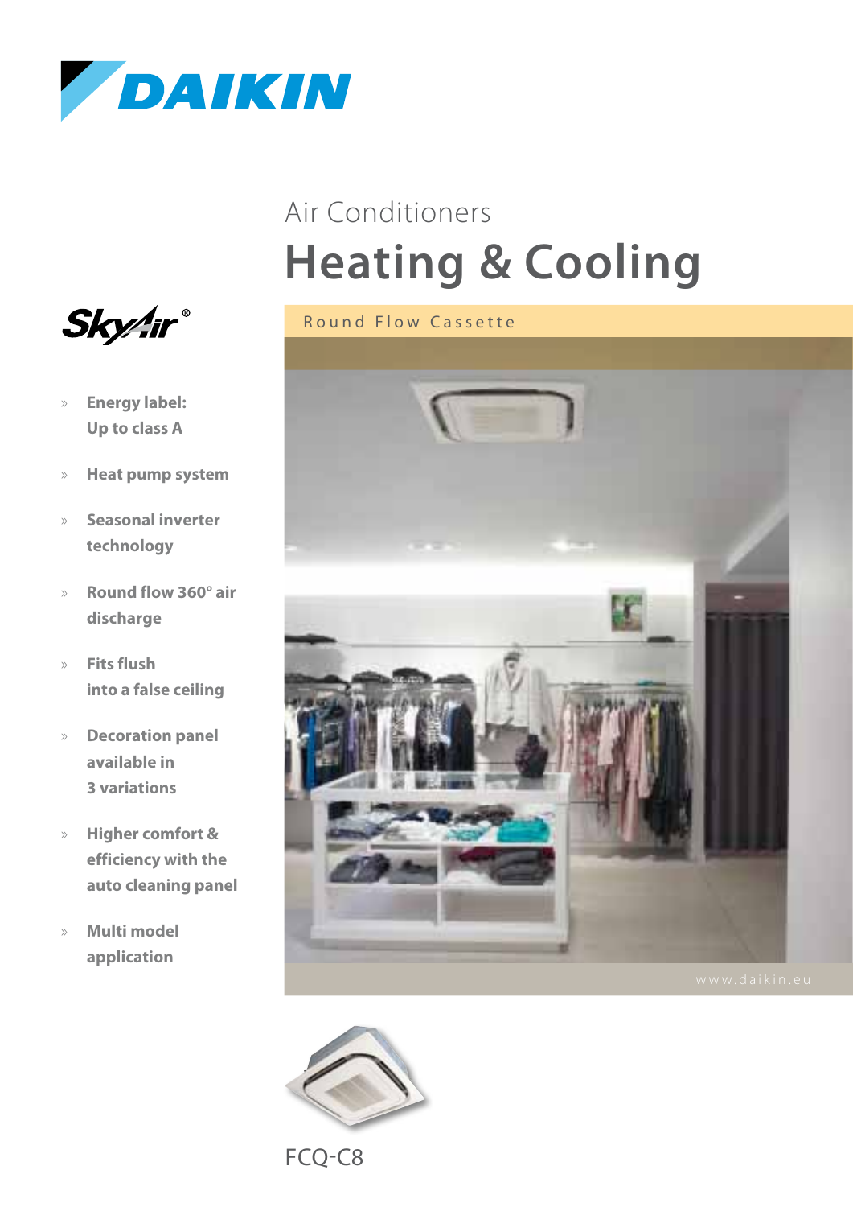DAIKIN

Air Conditioners

# Heating & Cooling

Round Flow Cassette

SkyAir®

- **Energy label: Up to class A**
- **Heat pump system**
- **Seasonal inverter technology**
- **Round flow 360° air discharge**
- **Fits flush into a false ceiling**
- **Decoration panel available in 3 variations**
- **Higher comfort & efficiency with the auto cleaning panel**
- **Multi model application**

www.daikin.eu

FCQ-C8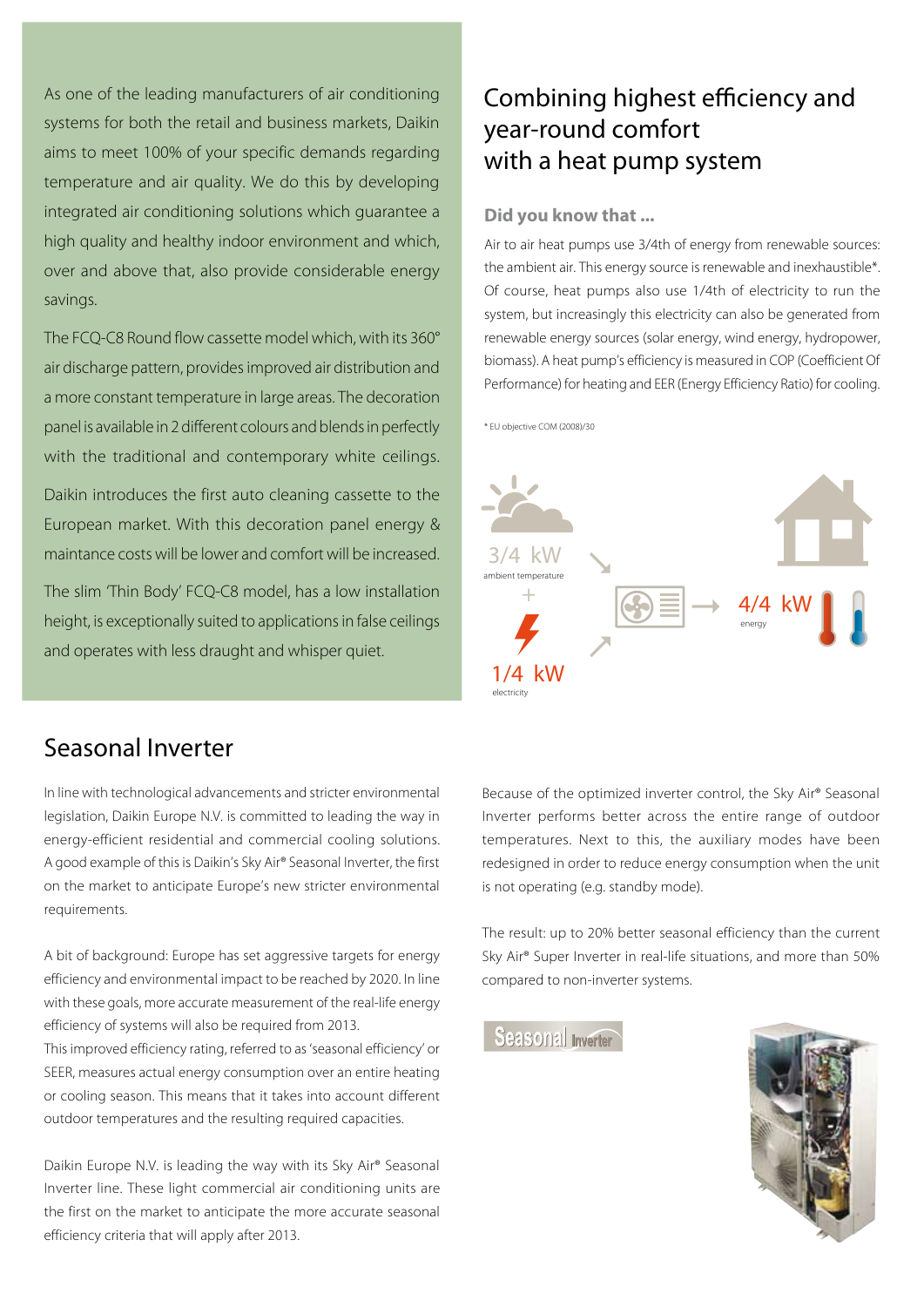As one of the leading manufacturers of air conditioning systems for both the retail and business markets, Daikin aims to meet 100% of your specific demands regarding temperature and air quality. We do this by developing integrated air conditioning solutions which guarantee a high quality and healthy indoor environment and which, over and above that, also provide considerable energy savings.

The FCQ-C8 Round flow cassette model which, with its 360° air discharge pattern, provides improved air distribution and a more constant temperature in large areas. The decoration panel is available in 2 different colours and blends in perfectly with the traditional and contemporary white ceilings.

Daikin introduces the first auto cleaning cassette to the European market. With this decoration panel energy & maintance costs will be lower and comfort will be increased.

The slim 'Thin Body' FCQ-C8 model, has a low installation height, is exceptionally suited to applications in false ceilings and operates with less draught and whisper quiet.

## Combining highest efficiency and year-round comfort with a heat pump system

### Did you know that ...

Air to air heat pumps use 3/4th of energy from renewable sources: the ambient air. This energy source is renewable and inexhaustible*. Of course, heat pumps also use 1/4th of electricity to run the system, but increasingly this electricity can also be generated from renewable energy sources (solar energy, wind energy, hydropower, biomass). A heat pump's efficiency is measured in COP (Coefficient Of Performance) for heating and EER (Energy Efficiency Ratio) for cooling.

\* EU objective COM (2008)/30

3/4 kW
ambient temperature

\+

1/4 kW
electricity

4/4 kW
energy

## Seasonal Inverter

In line with technological advancements and stricter environmental legislation, Daikin Europe N.V. is committed to leading the way in energy-efficient residential and commercial cooling solutions. A good example of this is Daikin's Sky Air® Seasonal Inverter, the first on the market to anticipate Europe's new stricter environmental requirements.

A bit of background: Europe has set aggressive targets for energy efficiency and environmental impact to be reached by 2020. In line with these goals, more accurate measurement of the real-life energy efficiency of systems will also be required from 2013.
This improved efficiency rating, referred to as 'seasonal efficiency' or SEER, measures actual energy consumption over an entire heating or cooling season. This means that it takes into account different outdoor temperatures and the resulting required capacities.

Daikin Europe N.V. is leading the way with its Sky Air® Seasonal Inverter line. These light commercial air conditioning units are the first on the market to anticipate the more accurate seasonal efficiency criteria that will apply after 2013.

Because of the optimized inverter control, the Sky Air® Seasonal Inverter performs better across the entire range of outdoor temperatures. Next to this, the auxiliary modes have been redesigned in order to reduce energy consumption when the unit is not operating (e.g. standby mode).

The result: up to 20% better seasonal efficiency than the current Sky Air® Super Inverter in real-life situations, and more than 50% compared to non-inverter systems.

Seasonal Inverter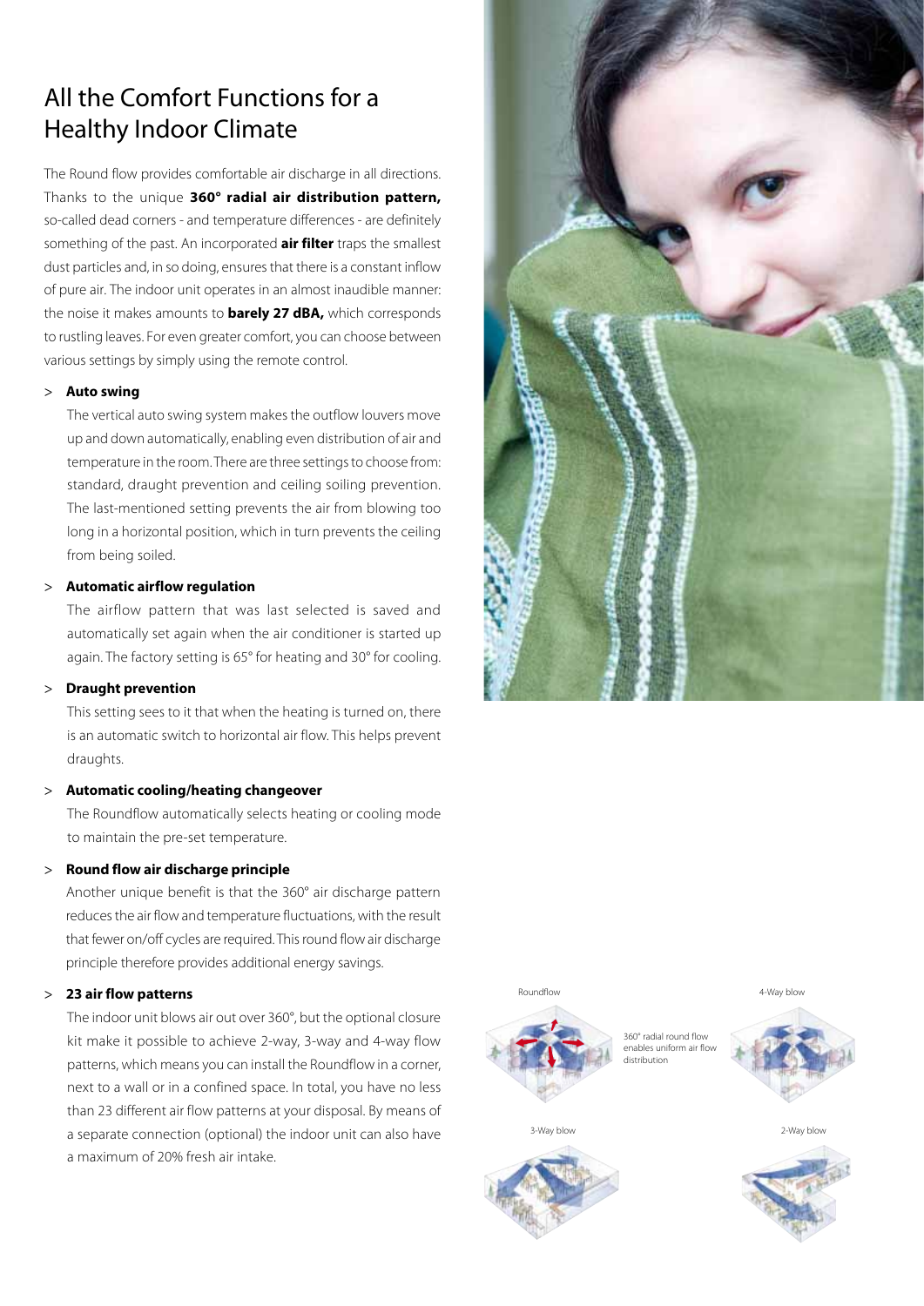# All the Comfort Functions for a Healthy Indoor Climate

The Round flow provides comfortable air discharge in all directions. Thanks to the unique **360° radial air distribution pattern,** so-called dead corners - and temperature differences - are definitely something of the past. An incorporated **air filter** traps the smallest dust particles and, in so doing, ensures that there is a constant inflow of pure air. The indoor unit operates in an almost inaudible manner: the noise it makes amounts to **barely 27 dBA,** which corresponds to rustling leaves. For even greater comfort, you can choose between various settings by simply using the remote control.

> **Auto swing**
>
> The vertical auto swing system makes the outflow louvers move up and down automatically, enabling even distribution of air and temperature in the room. There are three settings to choose from: standard, draught prevention and ceiling soiling prevention. The last-mentioned setting prevents the air from blowing too long in a horizontal position, which in turn prevents the ceiling from being soiled.

> **Automatic airflow regulation**
>
> The airflow pattern that was last selected is saved and automatically set again when the air conditioner is started up again. The factory setting is 65° for heating and 30° for cooling.

> **Draught prevention**
>
> This setting sees to it that when the heating is turned on, there is an automatic switch to horizontal air flow. This helps prevent draughts.

> **Automatic cooling/heating changeover**
>
> The Roundflow automatically selects heating or cooling mode to maintain the pre-set temperature.

> **Round flow air discharge principle**
>
> Another unique benefit is that the 360° air discharge pattern reduces the air flow and temperature fluctuations, with the result that fewer on/off cycles are required. This round flow air discharge principle therefore provides additional energy savings.

> **23 air flow patterns**
>
> The indoor unit blows air out over 360°, but the optional closure kit make it possible to achieve 2-way, 3-way and 4-way flow patterns, which means you can install the Roundflow in a corner, next to a wall or in a confined space. In total, you have no less than 23 different air flow patterns at your disposal. By means of a separate connection (optional) the indoor unit can also have a maximum of 20% fresh air intake.

Roundflow

360° radial round flow enables uniform air flow distribution

4-Way blow

3-Way blow

2-Way blow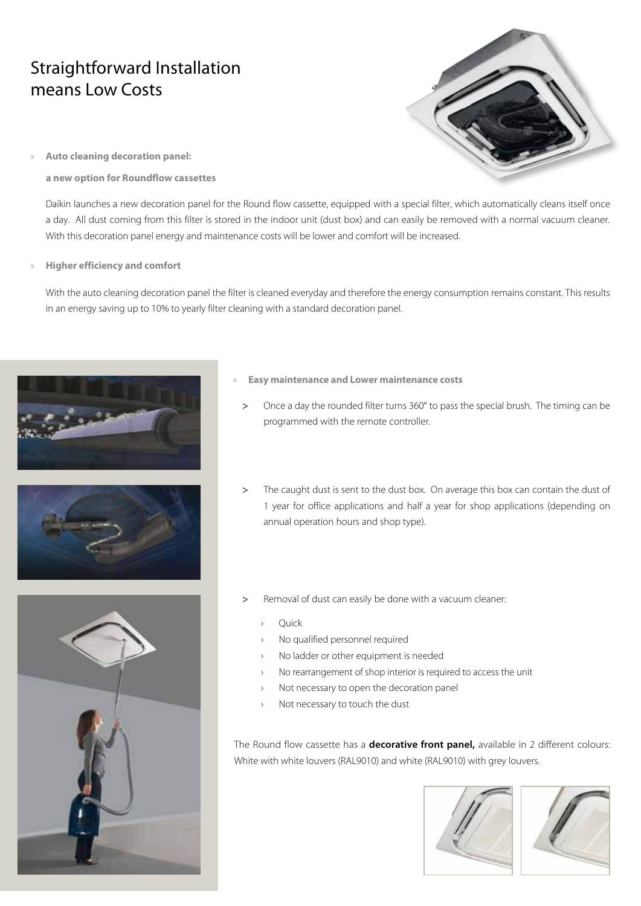# Straightforward Installation means Low Costs

» **Auto cleaning decoration panel:**

**a new option for Roundflow cassettes**

Daikin launches a new decoration panel for the Round flow cassette, equipped with a special filter, which automatically cleans itself once a day. All dust coming from this filter is stored in the indoor unit (dust box) and can easily be removed with a normal vacuum cleaner. With this decoration panel energy and maintenance costs will be lower and comfort will be increased.

» **Higher efficiency and comfort**

With the auto cleaning decoration panel the filter is cleaned everyday and therefore the energy consumption remains constant. This results in an energy saving up to 10% to yearly filter cleaning with a standard decoration panel.

» **Easy maintenance and Lower maintenance costs**

> Once a day the rounded filter turns 360° to pass the special brush. The timing can be programmed with the remote controller.

> The caught dust is sent to the dust box. On average this box can contain the dust of 1 year for office applications and half a year for shop applications (depending on annual operation hours and shop type).

> Removal of dust can easily be done with a vacuum cleaner:

- Quick
- No qualified personnel required
- No ladder or other equipment is needed
- No rearrangement of shop interior is required to access the unit
- Not necessary to open the decoration panel
- Not necessary to touch the dust

The Round flow cassette has a **decorative front panel,** available in 2 different colours: White with white louvers (RAL9010) and white (RAL9010) with grey louvers.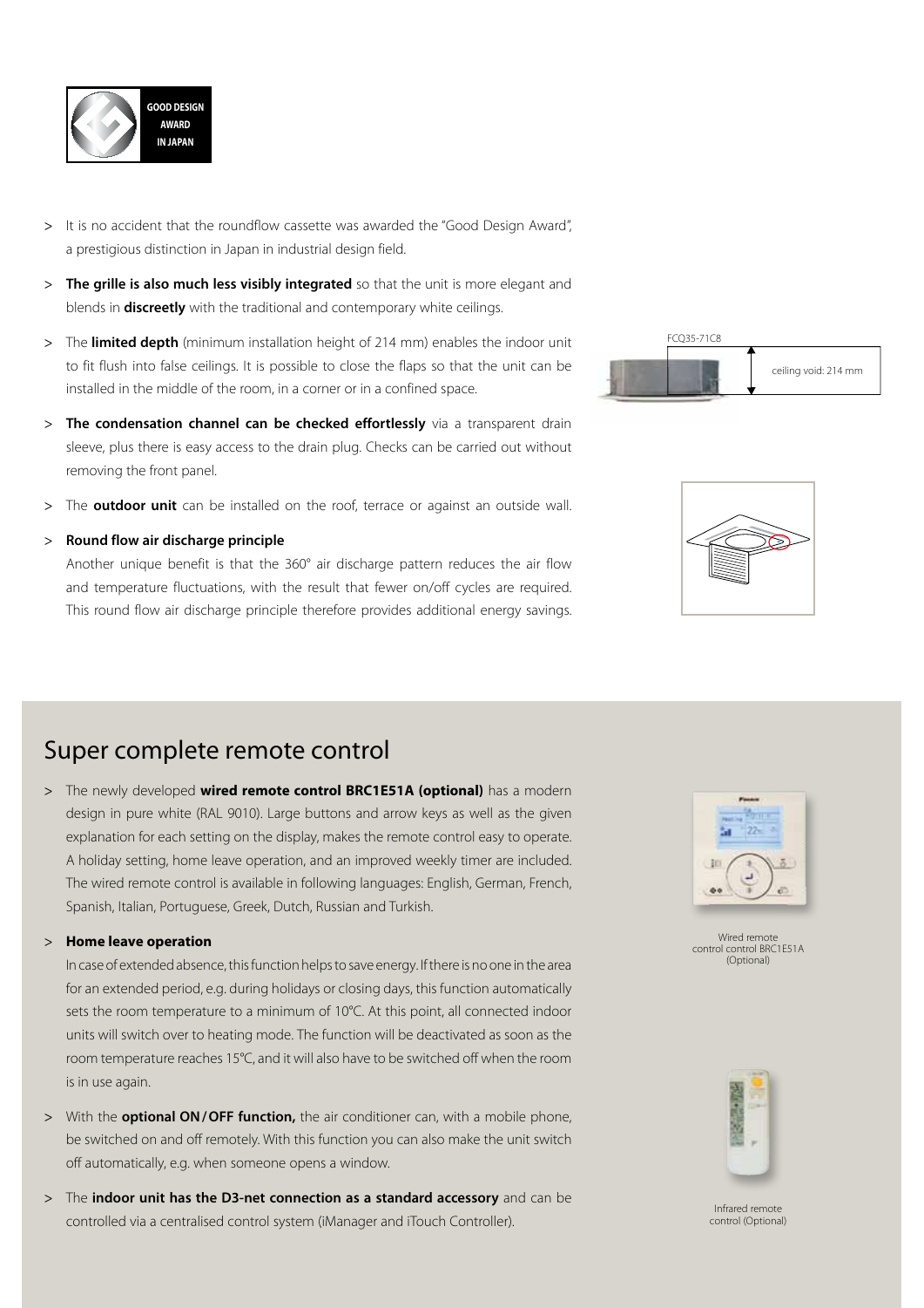GOOD DESIGN AWARD IN JAPAN

> It is no accident that the roundflow cassette was awarded the "Good Design Award", a prestigious distinction in Japan in industrial design field.

> **The grille is also much less visibly integrated** so that the unit is more elegant and blends in **discreetly** with the traditional and contemporary white ceilings.

> The **limited depth** (minimum installation height of 214 mm) enables the indoor unit to fit flush into false ceilings. It is possible to close the flaps so that the unit can be installed in the middle of the room, in a corner or in a confined space.

FCQ35-71C8

ceiling void: 214 mm

> **The condensation channel can be checked effortlessly** via a transparent drain sleeve, plus there is easy access to the drain plug. Checks can be carried out without removing the front panel.

> The **outdoor unit** can be installed on the roof, terrace or against an outside wall.

> **Round flow air discharge principle**

Another unique benefit is that the 360° air discharge pattern reduces the air flow and temperature fluctuations, with the result that fewer on/off cycles are required. This round flow air discharge principle therefore provides additional energy savings.

## Super complete remote control

> The newly developed **wired remote control BRC1E51A (optional)** has a modern design in pure white (RAL 9010). Large buttons and arrow keys as well as the given explanation for each setting on the display, makes the remote control easy to operate. A holiday setting, home leave operation, and an improved weekly timer are included. The wired remote control is available in following languages: English, German, French, Spanish, Italian, Portuguese, Greek, Dutch, Russian and Turkish.

Wired remote control control BRC1E51A (Optional)

> **Home leave operation**

In case of extended absence, this function helps to save energy. If there is no one in the area for an extended period, e.g. during holidays or closing days, this function automatically sets the room temperature to a minimum of 10°C. At this point, all connected indoor units will switch over to heating mode. The function will be deactivated as soon as the room temperature reaches 15°C, and it will also have to be switched off when the room is in use again.

> With the **optional ON/OFF function,** the air conditioner can, with a mobile phone, be switched on and off remotely. With this function you can also make the unit switch off automatically, e.g. when someone opens a window.

> The **indoor unit has the D3-net connection as a standard accessory** and can be controlled via a centralised control system (iManager and iTouch Controller).

Infrared remote control (Optional)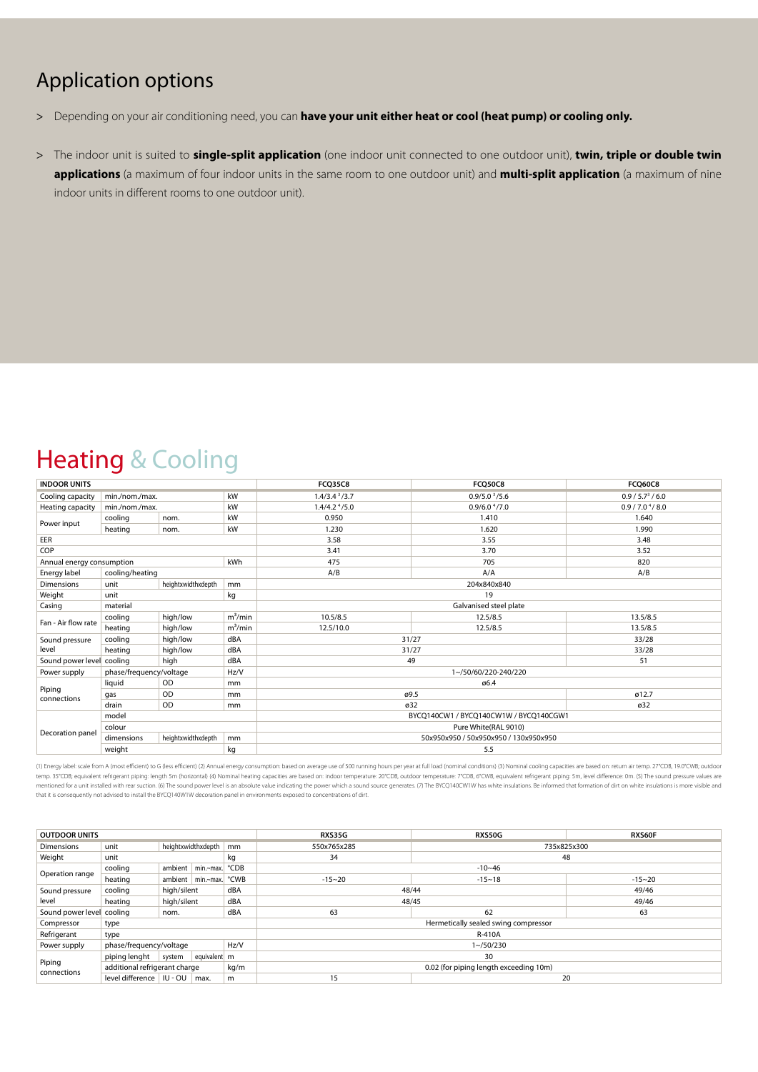## Application options

> Depending on your air conditioning need, you can **have your unit either heat or cool (heat pump) or cooling only.**

> The indoor unit is suited to **single-split application** (one indoor unit connected to one outdoor unit), **twin, triple or double twin applications** (a maximum of four indoor units in the same room to one outdoor unit) and **multi-split application** (a maximum of nine indoor units in different rooms to one outdoor unit).

# Heating & Cooling

| INDOOR UNITS | | | | FCQ35C8 | FCQ50C8 | FCQ60C8 |
|---|---|---|---|---|---|---|
| Cooling capacity | min./nom./max. | | kW | 1.4/3.4 [3]/3.7 | 0.9/5.0 [3]/5.6 | 0.9 / 5.7[3] / 6.0 |
| Heating capacity | min./nom./max. | | kW | 1.4/4.2 [4]/5.0 | 0.9/6.0 [4]/7.0 | 0.9 / 7.0 [4] / 8.0 |
| Power input | cooling | nom. | kW | 0.950 | 1.410 | 1.640 |
| | heating | nom. | kW | 1.230 | 1.620 | 1.990 |
| EER | | | | 3.58 | 3.55 | 3.48 |
| COP | | | | 3.41 | 3.70 | 3.52 |
| Annual energy consumption | | | kWh | 475 | 705 | 820 |
| Energy label | cooling/heating | | | A/B | A/A | A/B |
| Dimensions | unit | heightxwidthxdepth | mm | 204x840x840 | | |
| Weight | unit | | kg | 19 | | |
| Casing | material | | | Galvanised steel plate | | |
| Fan - Air flow rate | cooling | high/low | m³/min | 10.5/8.5 | 12.5/8.5 | 13.5/8.5 |
| | heating | high/low | m³/min | 12.5/10.0 | 12.5/8.5 | 13.5/8.5 |
| Sound pressure level | cooling | high/low | dBA | 31/27 | | 33/28 |
| | heating | high/low | dBA | 31/27 | | 33/28 |
| Sound power level | cooling | high | dBA | 49 | | 51 |
| Power supply | phase/frequency/voltage | | Hz/V | 1~/50/60/220-240/220 | | |
| Piping connections | liquid | OD | mm | ø6.4 | | |
| | gas | OD | mm | ø9.5 | | ø12.7 |
| | drain | OD | mm | ø32 | | ø32 |
| Decoration panel | model | | | BYCQ140CW1 / BYCQ140CW1W / BYCQ140CGW1 | | |
| | colour | | | Pure White(RAL 9010) | | |
| | dimensions | heightxwidthxdepth | mm | 50x950x950 / 50x950x950 / 130x950x950 | | |
| | weight | | kg | 5.5 | | |

(1) Energy label: scale from A (most efficient) to G (less efficient) (2) Annual energy consumption: based on average use of 500 running hours per year at full load (nominal conditions) (3) Nominal cooling capacities are based on: return air temp. 27°CDB, 19.0°CWB; outdoor temp. 35°CDB; equivalent refrigerant piping: length 5m (horizontal) (4) Nominal heating capacities are based on: indoor temperature: 20°CDB, outdoor temperature: 7°CDB, 6°CWB, equivalent refrigerant piping: 5m, level difference: 0m. (5) The sound pressure values are mentioned for a unit installed with rear suction. (6) The sound power level is an absolute value indicating the power which a sound source generates. (7) The BYCQ140CW1W has white insulations. Be informed that formation of dirt on white insulations is more visible and that it is consequently not advised to install the BYCQ140W1W decoration panel in environments exposed to concentrations of dirt.

| OUTDOOR UNITS | | | | | RXS35G | RXS50G | RXS60F |
|---|---|---|---|---|---|---|---|
| Dimensions | unit | heightxwidthxdepth | | mm | 550x765x285 | 735x825x300 | |
| Weight | unit | | | kg | 34 | 48 | |
| Operation range | cooling | ambient | min.~max. | °CDB | -10~46 | | |
| | heating | ambient | min.~max. | °CWB | -15~20 | -15~18 | -15~20 |
| Sound pressure level | cooling | high/silent | | dBA | 48/44 | | 49/46 |
| | heating | high/silent | | dBA | 48/45 | | 49/46 |
| Sound power level | cooling | nom. | | dBA | 63 | 62 | 63 |
| Compressor | type | | | | Hermetically sealed swing compressor | | |
| Refrigerant | type | | | | R-410A | | |
| Power supply | phase/frequency/voltage | | | Hz/V | 1~/50/230 | | |
| Piping connections | piping lenght | system | equivalent | m | 30 | | |
| | additional refrigerant charge | | | kg/m | 0.02 (for piping length exceeding 10m) | | |
| | level difference | IU - OU | max. | m | 15 | 20 | |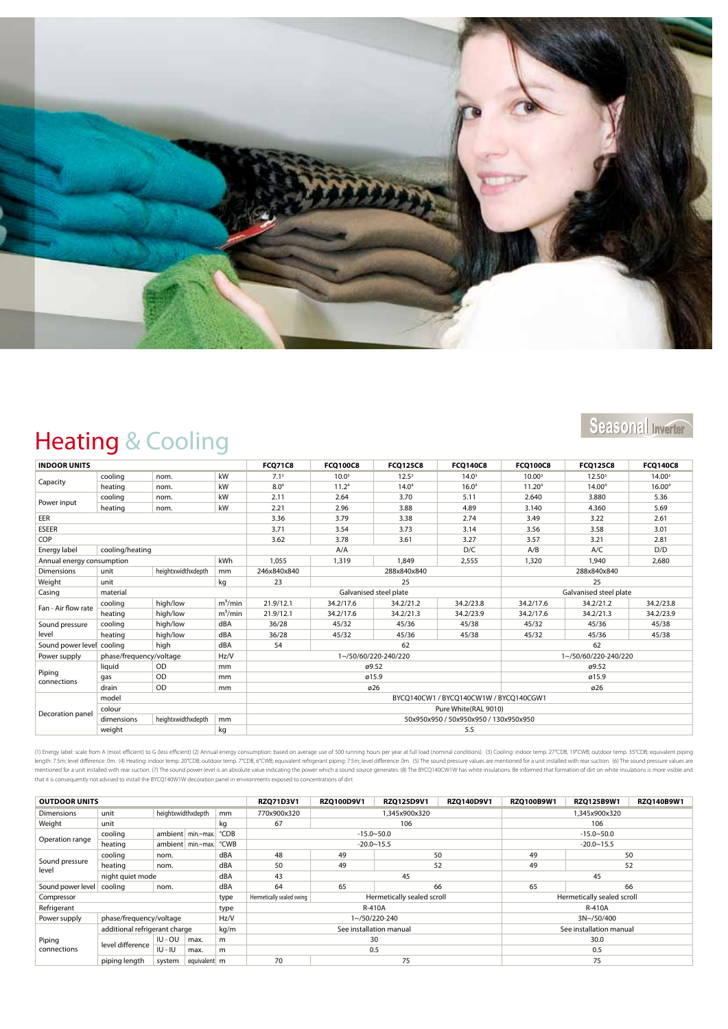# Heating & Cooling

Seasonal Inverter

| INDOOR UNITS | | | | FCQ71C8 | FCQ100C8 | FCQ125C8 | FCQ140C8 | FCQ100C8 | FCQ125C8 | FCQ140C8 |
|---|---|---|---|---|---|---|---|---|---|---|
| Capacity | cooling | nom. | kW | 7.1[3] | 10.0[3] | 12.5[3] | 14.0[3] | 10.00[3] | 12.50[3] | 14.00[3] |
| | heating | nom. | kW | 8.0[4] | 11.2[4] | 14.0[4] | 16.0[4] | 11.20[4] | 14.00[4] | 16.00[4] |
| Power input | cooling | nom. | kW | 2.11 | 2.64 | 3.70 | 5.11 | 2.640 | 3.880 | 5.36 |
| | heating | nom. | kW | 2.21 | 2.96 | 3.88 | 4.89 | 3.140 | 4.360 | 5.69 |
| EER | | | | 3.36 | 3.79 | 3.38 | 2.74 | 3.49 | 3.22 | 2.61 |
| ESEER | | | | 3.71 | 3.54 | 3.73 | 3.14 | 3.56 | 3.58 | 3.01 |
| COP | | | | 3.62 | 3.78 | 3.61 | 3.27 | 3.57 | 3.21 | 2.81 |
| Energy label | cooling/heating | | | A/A | | | D/C | A/B | A/C | D/D |
| Annual energy consumption | | | kWh | 1,055 | 1,319 | 1,849 | 2,555 | 1,320 | 1,940 | 2,680 |
| Dimensions | unit | heightxwidthxdepth | mm | 246x840x840 | 288x840x840 | | | 288x840x840 | | |
| Weight | unit | | kg | 23 | 25 | | | 25 | | |
| Casing | material | | | Galvanised steel plate | | | | Galvanised steel plate | | |
| Fan - Air flow rate | cooling | high/low | m³/min | 21.9/12.1 | 34.2/17.6 | 34.2/21.2 | 34.2/23.8 | 34.2/17.6 | 34.2/21.2 | 34.2/23.8 |
| | heating | high/low | m³/min | 21.9/12.1 | 34.2/17.6 | 34.2/21.3 | 34.2/23.9 | 34.2/17.6 | 34.2/21.3 | 34.2/23.9 |
| Sound pressure level | cooling | high/low | dBA | 36/28 | 45/32 | 45/36 | 45/38 | 45/32 | 45/36 | 45/38 |
| | heating | high/low | dBA | 36/28 | 45/32 | 45/36 | 45/38 | 45/32 | 45/36 | 45/38 |
| Sound power level | cooling | high | dBA | 54 | 62 | | | 62 | | |
| Power supply | phase/frequency/voltage | | Hz/V | 1~/50/60/220-240/220 | | | | 1~/50/60/220-240/220 | | |
| Piping connections | liquid | OD | mm | ø9.52 | | | | ø9.52 | | |
| | gas | OD | mm | ø15.9 | | | | ø15.9 | | |
| | drain | OD | mm | ø26 | | | | ø26 | | |
| Decoration panel | model | | | BYCQ140CW1 / BYCQ140CW1W / BYCQ140CGW1 | | | | | | |
| | colour | | | Pure White(RAL 9010) | | | | | | |
| | dimensions | heightxwidthxdepth | mm | 50x950x950 / 50x950x950 / 130x950x950 | | | | | | |
| | weight | | kg | 5.5 | | | | | | |

(1) Energy label: scale from A (most efficient) to G (less efficient) (2) Annual energy consumption: based on average use of 500 running hours per year at full load (nominal conditions). (3) Cooling: indoor temp. 27°CDB, 19°CWB; outdoor temp. 35°CDB; equivalent piping length: 7.5m; level difference: 0m. (4) Heating: indoor temp. 20°CDB; outdoor temp. 7°CDB, 6°CWB; equivalent refrigerant piping: 7.5m; level difference: 0m. (5) The sound pressure values are mentioned for a unit installed with rear suction. (6) The sound pressure values are mentioned for a unit installed with rear suction. (7) The sound power level is an absolute value indicating the power which a sound source generates. (8) The BYCQ140CW1W has white insulations. Be informed that formation of dirt on white insulations is more visible and that it is consequently not advised to install the BYCQ140W1W decoration panel in environments exposed to concentrations of dirt.

| OUTDOOR UNITS | | | | | RZQ71D3V1 | RZQ100D9V1 | RZQ125D9V1 | RZQ140D9V1 | RZQ100B9W1 | RZQ125B9W1 | RZQ140B9W1 |
|---|---|---|---|---|---|---|---|---|---|---|---|
| Dimensions | unit | heightxwidthxdepth | | mm | 770x900x320 | 1,345x900x320 | | | 1,345x900x320 | | |
| Weight | unit | | | kg | 67 | 106 | | | 106 | | |
| Operation range | cooling | ambient | min.~max. | °CDB | -15.0~50.0 | | | | -15.0~50.0 | | |
| | heating | ambient | min.~max. | °CWB | -20.0~15.5 | | | | -20.0~15.5 | | |
| Sound pressure level | cooling | nom. | | dBA | 48 | 49 | 50 | | 49 | 50 | |
| | heating | nom. | | dBA | 50 | 49 | 52 | | 49 | 52 | |
| | night quiet mode | | | dBA | 43 | 45 | | | 45 | | |
| Sound power level | cooling | nom. | | dBA | 64 | 65 | 66 | | 65 | 66 | |
| Compressor | | | | type | Hermetically sealed swing | Hermetically sealed scroll | | | Hermetically sealed scroll | | |
| Refrigerant | | | | type | R-410A | | | | R-410A | | |
| Power supply | phase/frequency/voltage | | | Hz/V | 1~/50/220-240 | | | | 3N~/50/400 | | |
| Piping connections | additional refrigerant charge | | | kg/m | See installation manual | | | | See installation manual | | |
| | level difference | IU - OU | max. | m | 30 | | | | 30.0 | | |
| | | IU - IU | max. | m | 0.5 | | | | 0.5 | | |
| | piping length | system | equivalent | m | 70 | 75 | | | 75 | | |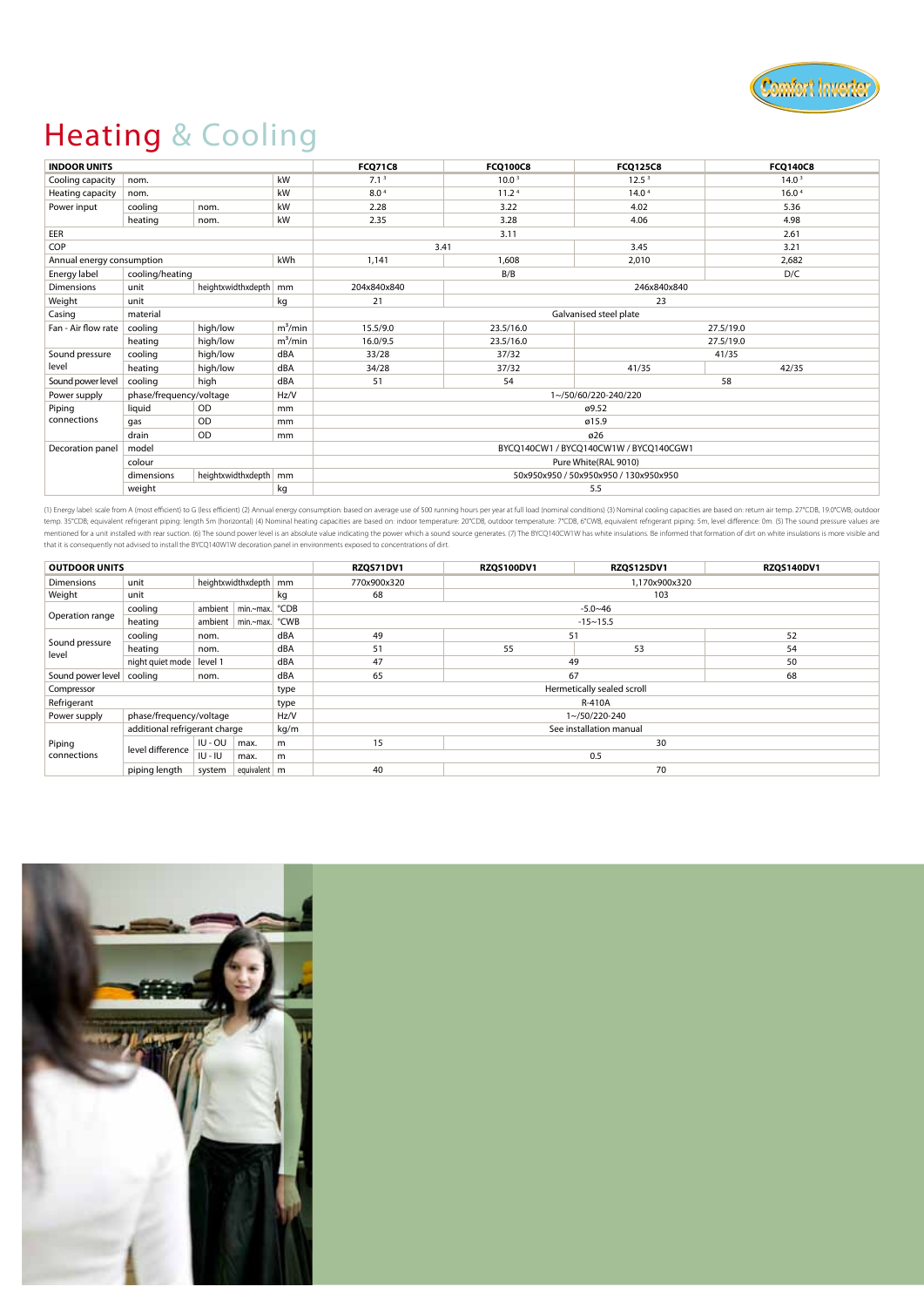# Heating & Cooling

| INDOOR UNITS | | | | FCQ71C8 | FCQ100C8 | FCQ125C8 | FCQ140C8 |
|---|---|---|---|---|---|---|---|
| Cooling capacity | nom. | | kW | 7.1 [3] | 10.0 [3] | 12.5 [3] | 14.0 [3] |
| Heating capacity | nom. | | kW | 8.0 [4] | 11.2 [4] | 14.0 [4] | 16.0 [4] |
| Power input | cooling | nom. | kW | 2.28 | 3.22 | 4.02 | 5.36 |
| | heating | nom. | kW | 2.35 | 3.28 | 4.06 | 4.98 |
| EER | | | | 3.11 | 3.11 | 3.11 | 2.61 |
| COP | | | | 3.41 | 3.41 | 3.45 | 3.21 |
| Annual energy consumption | | | kWh | 1,141 | 1,608 | 2,010 | 2,682 |
| Energy label | cooling/heating | | | B/B | B/B | B/B | D/C |
| Dimensions | unit | heightxwidthxdepth | mm | 204x840x840 | 246x840x840 | 246x840x840 | 246x840x840 |
| Weight | unit | | kg | 21 | 23 | 23 | 23 |
| Casing | material | | | Galvanised steel plate | Galvanised steel plate | Galvanised steel plate | Galvanised steel plate |
| Fan - Air flow rate | cooling | high/low | m³/min | 15.5/9.0 | 23.5/16.0 | 27.5/19.0 | 27.5/19.0 |
| | heating | high/low | m³/min | 16.0/9.5 | 23.5/16.0 | 27.5/19.0 | 27.5/19.0 |
| Sound pressure level | cooling | high/low | dBA | 33/28 | 37/32 | 41/35 | 41/35 |
| | heating | high/low | dBA | 34/28 | 37/32 | 41/35 | 42/35 |
| Sound power level | cooling | high | dBA | 51 | 54 | 58 | 58 |
| Power supply | phase/frequency/voltage | | Hz/V | 1~/50/60/220-240/220 | 1~/50/60/220-240/220 | 1~/50/60/220-240/220 | 1~/50/60/220-240/220 |
| Piping connections | liquid | OD | mm | ø9.52 | ø9.52 | ø9.52 | ø9.52 |
| | gas | OD | mm | ø15.9 | ø15.9 | ø15.9 | ø15.9 |
| | drain | OD | mm | ø26 | ø26 | ø26 | ø26 |
| Decoration panel | model | | | BYCQ140CW1 / BYCQ140CW1W / BYCQ140CGW1 | BYCQ140CW1 / BYCQ140CW1W / BYCQ140CGW1 | BYCQ140CW1 / BYCQ140CW1W / BYCQ140CGW1 | BYCQ140CW1 / BYCQ140CW1W / BYCQ140CGW1 |
| | colour | | | Pure White(RAL 9010) | Pure White(RAL 9010) | Pure White(RAL 9010) | Pure White(RAL 9010) |
| | dimensions | heightxwidthxdepth | mm | 50x950x950 / 50x950x950 / 130x950x950 | 50x950x950 / 50x950x950 / 130x950x950 | 50x950x950 / 50x950x950 / 130x950x950 | 50x950x950 / 50x950x950 / 130x950x950 |
| | weight | | kg | 5.5 | 5.5 | 5.5 | 5.5 |

(1) Energy label: scale from A (most efficient) to G (less efficient) (2) Annual energy consumption: based on average use of 500 running hours per year at full load (nominal conditions) (3) Nominal cooling capacities are based on: return air temp. 27°CDB, 19.0°CWB; outdoor temp. 35°CDB; equivalent refrigerant piping: length 5m (horizontal) (4) Nominal heating capacities are based on: indoor temperature: 20°CDB, outdoor temperature: 7°CDB, 6°CWB, equivalent refrigerant piping: 5m, level difference: 0m. (5) The sound pressure values are mentioned for a unit installed with rear suction. (6) The sound power level is an absolute value indicating the power which a sound source generates. (7) The BYCQ140CW1W has white insulations. Be informed that formation of dirt on white insulations is more visible and that it is consequently not advised to install the BYCQ140W1W decoration panel in environments exposed to concentrations of dirt.

| OUTDOOR UNITS | | | | | RZQS71DV1 | RZQS100DV1 | RZQS125DV1 | RZQS140DV1 |
|---|---|---|---|---|---|---|---|---|
| Dimensions | unit | heightxwidthxdepth | | mm | 770x900x320 | 1,170x900x320 | 1,170x900x320 | 1,170x900x320 |
| Weight | unit | | | kg | 68 | 103 | 103 | 103 |
| Operation range | cooling | ambient | min.~max. | °CDB | -5.0~46 | -5.0~46 | -5.0~46 | -5.0~46 |
| | heating | ambient | min.~max. | °CWB | -15~15.5 | -15~15.5 | -15~15.5 | -15~15.5 |
| Sound pressure level | cooling | nom. | | dBA | 49 | 51 | 51 | 52 |
| | heating | nom. | | dBA | 51 | 55 | 53 | 54 |
| | night quiet mode | level 1 | | dBA | 47 | 49 | 49 | 50 |
| Sound power level | cooling | nom. | | dBA | 65 | 67 | 67 | 68 |
| Compressor | | | | type | Hermetically sealed scroll | Hermetically sealed scroll | Hermetically sealed scroll | Hermetically sealed scroll |
| Refrigerant | | | | type | R-410A | R-410A | R-410A | R-410A |
| Power supply | phase/frequency/voltage | | | Hz/V | 1~/50/220-240 | 1~/50/220-240 | 1~/50/220-240 | 1~/50/220-240 |
| Piping connections | additional refrigerant charge | | | kg/m | See installation manual | See installation manual | See installation manual | See installation manual |
| | level difference | IU - OU | max. | m | 15 | 30 | 30 | 30 |
| | | IU - IU | max. | m | 0.5 | 0.5 | 0.5 | 0.5 |
| | piping length | system | equivalent | m | 40 | 70 | 70 | 70 |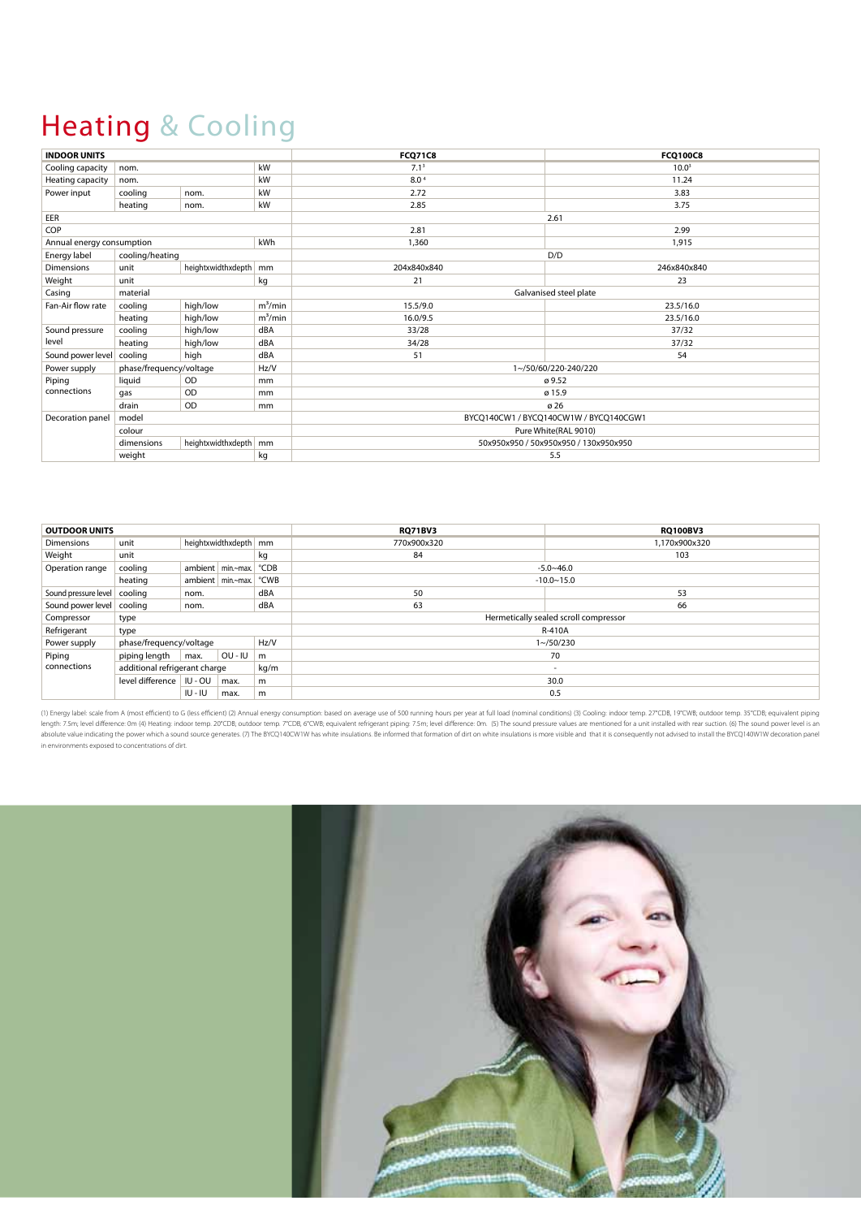# Heating & Cooling

| INDOOR UNITS | | | | FCQ71C8 | FCQ100C8 |
|---|---|---|---|---|---|
| Cooling capacity | nom. | | kW | 7.1[3] | 10.0[3] |
| Heating capacity | nom. | | kW | 8.0[4] | 11.24 |
| Power input | cooling | nom. | kW | 2.72 | 3.83 |
| | heating | nom. | kW | 2.85 | 3.75 |
| EER | | | | 2.61 | |
| COP | | | | 2.81 | 2.99 |
| Annual energy consumption | | | kWh | 1,360 | 1,915 |
| Energy label | cooling/heating | | | D/D | |
| Dimensions | unit | heightxwidthxdepth | mm | 204x840x840 | 246x840x840 |
| Weight | unit | | kg | 21 | 23 |
| Casing | material | | | Galvanised steel plate | |
| Fan-Air flow rate | cooling | high/low | $m^3$/min | 15.5/9.0 | 23.5/16.0 |
| | heating | high/low | $m^3$/min | 16.0/9.5 | 23.5/16.0 |
| Sound pressure level | cooling | high/low | dBA | 33/28 | 37/32 |
| | heating | high/low | dBA | 34/28 | 37/32 |
| Sound power level | cooling | high | dBA | 51 | 54 |
| Power supply | phase/frequency/voltage | | Hz/V | 1~/50/60/220-240/220 | |
| Piping connections | liquid | OD | mm | ø 9.52 | |
| | gas | OD | mm | ø 15.9 | |
| | drain | OD | mm | ø 26 | |
| Decoration panel | model | | | BYCQ140CW1 / BYCQ140CW1W / BYCQ140CGW1 | |
| | colour | | | Pure White(RAL 9010) | |
| | dimensions | heightxwidthxdepth | mm | 50x950x950 / 50x950x950 / 130x950x950 | |
| | weight | | kg | 5.5 | |

| OUTDOOR UNITS | | | | | RQ71BV3 | RQ100BV3 |
|---|---|---|---|---|---|---|
| Dimensions | unit | heightxwidthxdepth | | mm | 770x900x320 | 1,170x900x320 |
| Weight | unit | | | kg | 84 | 103 |
| Operation range | cooling | ambient | min.~max. | °CDB | -5.0~46.0 | |
| | heating | ambient | min.~max. | °CWB | -10.0~15.0 | |
| Sound pressure level | cooling | nom. | | dBA | 50 | 53 |
| Sound power level | cooling | nom. | | dBA | 63 | 66 |
| Compressor | type | | | | Hermetically sealed scroll compressor | |
| Refrigerant | type | | | | R-410A | |
| Power supply | phase/frequency/voltage | | | Hz/V | 1~/50/230 | |
| Piping connections | piping length | max. | OU - IU | m | 70 | |
| | additional refrigerant charge | | | kg/m | - | |
| | level difference | IU - OU | max. | m | 30.0 | |
| | | IU - IU | max. | m | 0.5 | |

(1) Energy label: scale from A (most efficient) to G (less efficient) (2) Annual energy consumption: based on average use of 500 running hours per year at full load (nominal conditions) (3) Cooling: indoor temp. 27°CDB, 19°CWB; outdoor temp. 35°CDB; equivalent piping length: 7.5m; level difference: 0m (4) Heating: indoor temp. 20°CDB; outdoor temp. 7°CDB, 6°CWB; equivalent refrigerant piping: 7.5m; level difference: 0m. (5) The sound pressure values are mentioned for a unit installed with rear suction. (6) The sound power level is an absolute value indicating the power which a sound source generates. (7) The BYCQ140CW1W has white insulations. Be informed that formation of dirt on white insulations is more visible and that it is consequently not advised to install the BYCQ140W1W decoration panel in environments exposed to concentrations of dirt.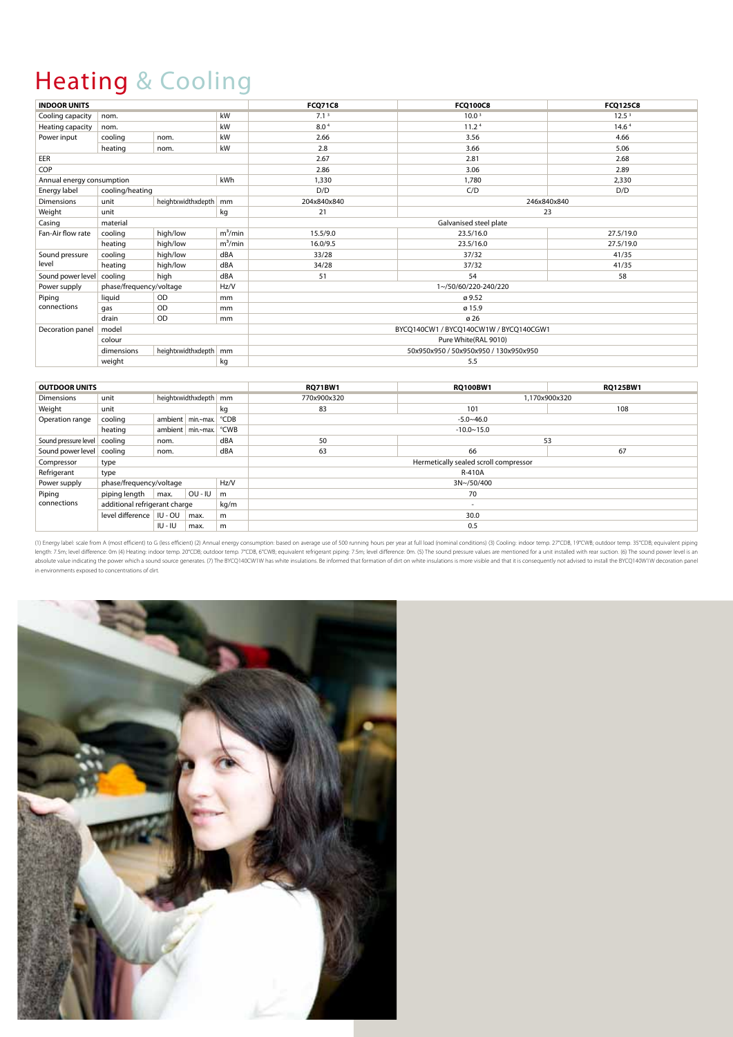# Heating & Cooling

| INDOOR UNITS | | | | FCQ71C8 | FCQ100C8 | FCQ125C8 |
|---|---|---|---|---|---|---|
| Cooling capacity | nom. | | kW | 7.1 [3] | 10.0 [3] | 12.5 [3] |
| Heating capacity | nom. | | kW | 8.0 [4] | 11.2 [4] | 14.6 [4] |
| Power input | cooling | nom. | kW | 2.66 | 3.56 | 4.66 |
| | heating | nom. | kW | 2.8 | 3.66 | 5.06 |
| EER | | | | 2.67 | 2.81 | 2.68 |
| COP | | | | 2.86 | 3.06 | 2.89 |
| Annual energy consumption | | | kWh | 1,330 | 1,780 | 2,330 |
| Energy label | cooling/heating | | | D/D | C/D | D/D |
| Dimensions | unit | heightxwidthxdepth | mm | 204x840x840 | 246x840x840 | |
| Weight | unit | | kg | 21 | 23 | |
| Casing | material | | | Galvanised steel plate | | |
| Fan-Air flow rate | cooling | high/low | $m^3$/min | 15.5/9.0 | 23.5/16.0 | 27.5/19.0 |
| | heating | high/low | $m^3$/min | 16.0/9.5 | 23.5/16.0 | 27.5/19.0 |
| Sound pressure level | cooling | high/low | dBA | 33/28 | 37/32 | 41/35 |
| | heating | high/low | dBA | 34/28 | 37/32 | 41/35 |
| Sound power level | cooling | high | dBA | 51 | 54 | 58 |
| Power supply | phase/frequency/voltage | | Hz/V | 1~/50/60/220-240/220 | | |
| Piping connections | liquid | OD | mm | ø 9.52 | | |
| | gas | OD | mm | ø 15.9 | | |
| | drain | OD | mm | ø 26 | | |
| Decoration panel | model | | | BYCQ140CW1 / BYCQ140CW1W / BYCQ140CGW1 | | |
| | colour | | | Pure White(RAL 9010) | | |
| | dimensions | heightxwidthxdepth | mm | 50x950x950 / 50x950x950 / 130x950x950 | | |
| | weight | | kg | 5.5 | | |

| OUTDOOR UNITS | | | | | RQ71BW1 | RQ100BW1 | RQ125BW1 |
|---|---|---|---|---|---|---|---|
| Dimensions | unit | heightxwidthxdepth | | mm | 770x900x320 | 1,170x900x320 | |
| Weight | unit | | | kg | 83 | 101 | 108 |
| Operation range | cooling | ambient | min.~max. | °CDB | -5.0~46.0 | | |
| | heating | ambient | min.~max. | °CWB | -10.0~15.0 | | |
| Sound pressure level | cooling | nom. | | dBA | 50 | 53 | |
| Sound power level | cooling | nom. | | dBA | 63 | 66 | 67 |
| Compressor | type | | | | Hermetically sealed scroll compressor | | |
| Refrigerant | type | | | | R-410A | | |
| Power supply | phase/frequency/voltage | | | Hz/V | 3N~/50/400 | | |
| Piping connections | piping length | max. | OU - IU | m | 70 | | |
| | additional refrigerant charge | | | kg/m | - | | |
| | level difference | IU - OU | max. | m | 30.0 | | |
| | | IU - IU | max. | m | 0.5 | | |

(1) Energy label: scale from A (most efficient) to G (less efficient) (2) Annual energy consumption: based on average use of 500 running hours per year at full load (nominal conditions) (3) Cooling: indoor temp. 27°CDB, 19°CWB; outdoor temp. 35°CDB; equivalent piping length: 7.5m; level difference: 0m (4) Heating: indoor temp. 20°CDB; outdoor temp. 7°CDB, 6°CWB; equivalent refrigerant piping: 7.5m; level difference: 0m. (5) The sound pressure values are mentioned for a unit installed with rear suction. (6) The sound power level is an absolute value indicating the power which a sound source generates. (7) The BYCQ140CW1W has white insulations. Be informed that formation of dirt on white insulations is more visible and that it is consequently not advised to install the BYCQ140W1W decoration panel in environments exposed to concentrations of dirt.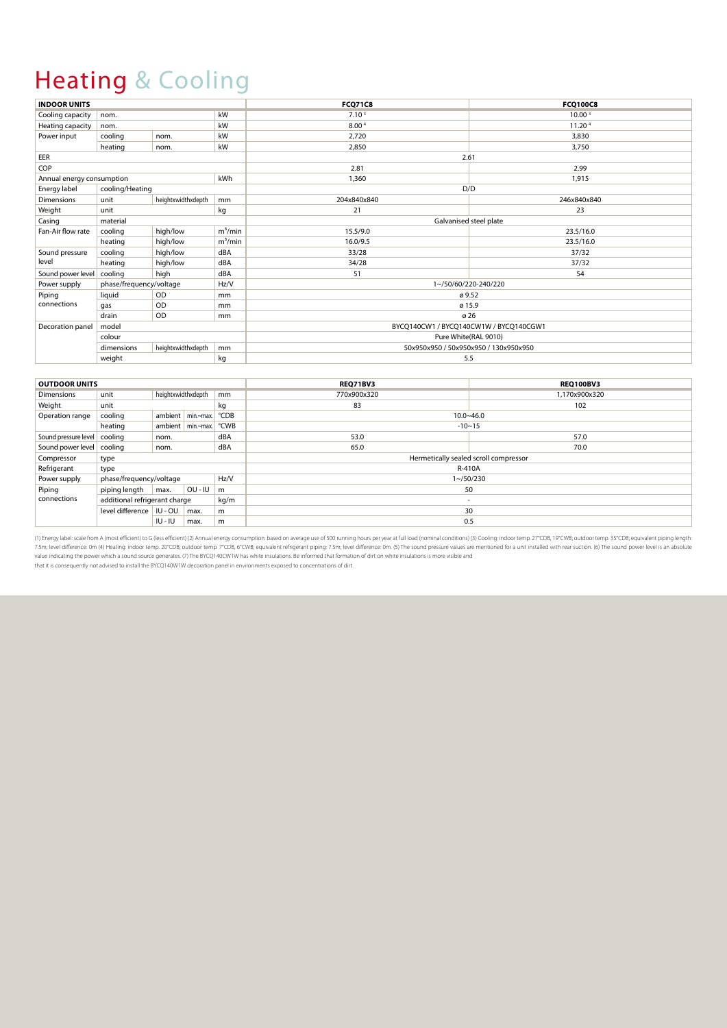# Heating & Cooling

| INDOOR UNITS | | | | FCQ71C8 | FCQ100C8 |
|---|---|---|---|---|---|
| Cooling capacity | nom. | | kW | 7.10 [3] | 10.00 [3] |
| Heating capacity | nom. | | kW | 8.00 [4] | 11.20 [4] |
| Power input | cooling | nom. | kW | 2,720 | 3,830 |
| | heating | nom. | kW | 2,850 | 3,750 |
| EER | | | | 2.61 | |
| COP | | | | 2.81 | 2.99 |
| Annual energy consumption | | | kWh | 1,360 | 1,915 |
| Energy label | cooling/Heating | | | D/D | |
| Dimensions | unit | heightxwidthxdepth | mm | 204x840x840 | 246x840x840 |
| Weight | unit | | kg | 21 | 23 |
| Casing | material | | | Galvanised steel plate | |
| Fan-Air flow rate | cooling | high/low | $m^3$/min | 15.5/9.0 | 23.5/16.0 |
| | heating | high/low | $m^3$/min | 16.0/9.5 | 23.5/16.0 |
| Sound pressure level | cooling | high/low | dBA | 33/28 | 37/32 |
| | heating | high/low | dBA | 34/28 | 37/32 |
| Sound power level | cooling | high | dBA | 51 | 54 |
| Power supply | phase/frequency/voltage | | Hz/V | 1~/50/60/220-240/220 | |
| Piping connections | liquid | OD | mm | ø 9.52 | |
| | gas | OD | mm | ø 15.9 | |
| | drain | OD | mm | ø 26 | |
| Decoration panel | model | | | BYCQ140CW1 / BYCQ140CW1W / BYCQ140CGW1 | |
| | colour | | | Pure White(RAL 9010) | |
| | dimensions | heightxwidthxdepth | mm | 50x950x950 / 50x950x950 / 130x950x950 | |
| | weight | | kg | 5.5 | |

| OUTDOOR UNITS | | | | | REQ71BV3 | REQ100BV3 |
|---|---|---|---|---|---|---|
| Dimensions | unit | heightxwidthxdepth | | mm | 770x900x320 | 1,170x900x320 |
| Weight | unit | | | kg | 83 | 102 |
| Operation range | cooling | ambient | min.~max. | °CDB | 10.0~46.0 | |
| | heating | ambient | min.~max. | °CWB | -10~15 | |
| Sound pressure level | cooling | nom. | | dBA | 53.0 | 57.0 |
| Sound power level | cooling | nom. | | dBA | 65.0 | 70.0 |
| Compressor | type | | | | Hermetically sealed scroll compressor | |
| Refrigerant | type | | | | R-410A | |
| Power supply | phase/frequency/voltage | | | Hz/V | 1~/50/230 | |
| Piping connections | piping length | max. | OU - IU | m | 50 | |
| | additional refrigerant charge | | | kg/m | - | |
| | level difference | IU - OU | max. | m | 30 | |
| | | IU - IU | max. | m | 0.5 | |

(1) Energy label: scale from A (most efficient) to G (less efficient) (2) Annual energy consumption: based on average use of 500 running hours per year at full load (nominal conditions) (3) Cooling: indoor temp. 27°CDB, 19°CWB; outdoor temp. 35°CDB; equivalent piping length: 7.5m; level difference: 0m (4) Heating: indoor temp. 20°CDB; outdoor temp. 7°CDB, 6°CWB; equivalent refrigerant piping: 7.5m; level difference: 0m. (5) The sound pressure values are mentioned for a unit installed with rear suction. (6) The sound power level is an absolute value indicating the power which a sound source generates. (7) The BYCQ140CW1W has white insulations. Be informed that formation of dirt on white insulations is more visible and that it is consequently not advised to install the BYCQ140W1W decoration panel in environments exposed to concentrations of dirt.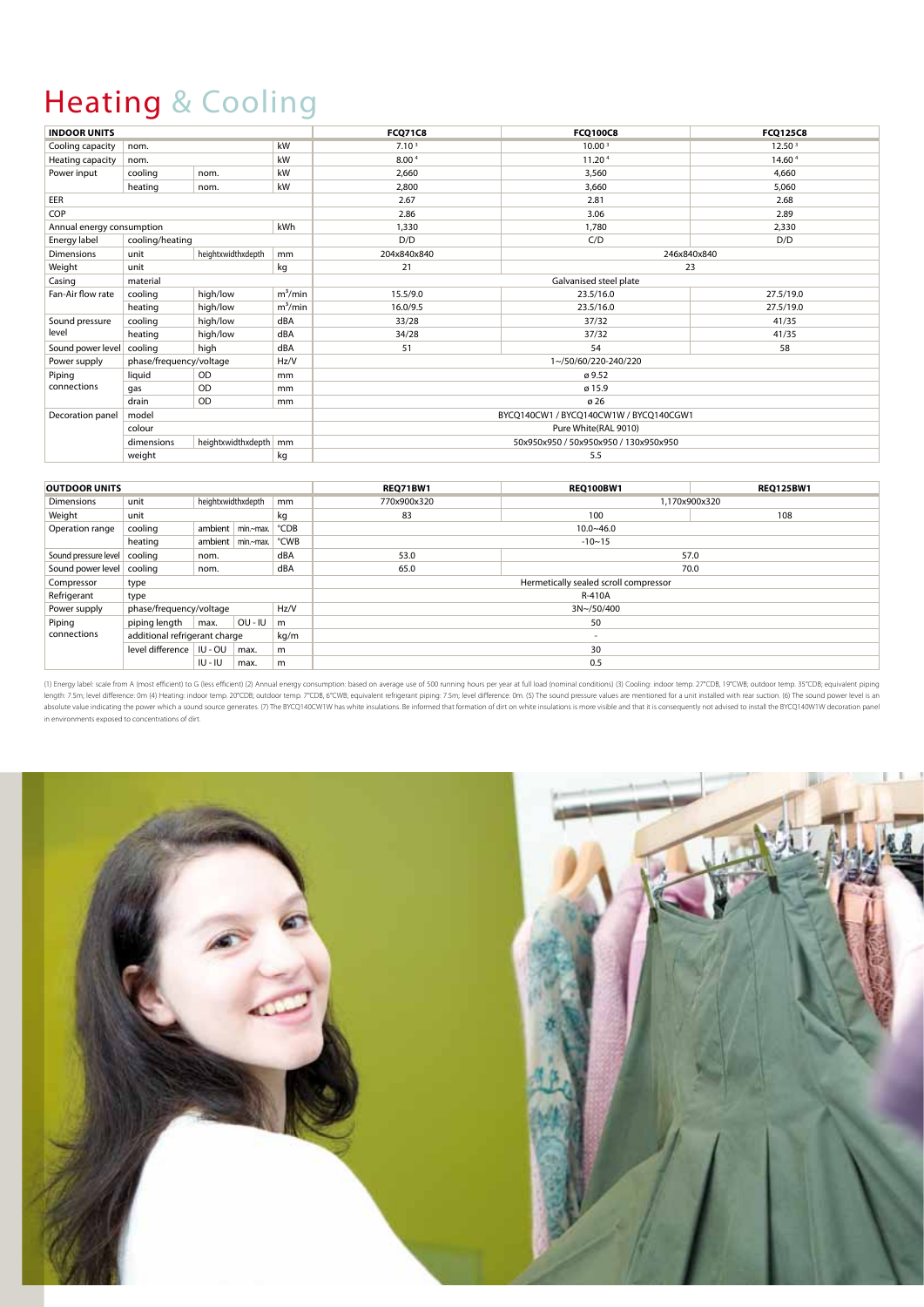# Heating & Cooling

| INDOOR UNITS | | | | FCQ71C8 | FCQ100C8 | FCQ125C8 |
|---|---|---|---|---|---|---|
| Cooling capacity | nom. | | kW | 7.10 [3] | 10.00 [3] | 12.50 [3] |
| Heating capacity | nom. | | kW | 8.00 [4] | 11.20 [4] | 14.60 [4] |
| Power input | cooling | nom. | kW | 2,660 | 3,560 | 4,660 |
| | heating | nom. | kW | 2,800 | 3,660 | 5,060 |
| EER | | | | 2.67 | 2.81 | 2.68 |
| COP | | | | 2.86 | 3.06 | 2.89 |
| Annual energy consumption | | | kWh | 1,330 | 1,780 | 2,330 |
| Energy label | cooling/heating | | | D/D | C/D | D/D |
| Dimensions | unit | heightxwidthxdepth | mm | 204x840x840 | 246x840x840 | |
| Weight | unit | | kg | 21 | 23 | |
| Casing | material | | | Galvanised steel plate | | |
| Fan-Air flow rate | cooling | high/low | $m^3$/min | 15.5/9.0 | 23.5/16.0 | 27.5/19.0 |
| | heating | high/low | $m^3$/min | 16.0/9.5 | 23.5/16.0 | 27.5/19.0 |
| Sound pressure level | cooling | high/low | dBA | 33/28 | 37/32 | 41/35 |
| | heating | high/low | dBA | 34/28 | 37/32 | 41/35 |
| Sound power level | cooling | high | dBA | 51 | 54 | 58 |
| Power supply | phase/frequency/voltage | | Hz/V | 1~/50/60/220-240/220 | | |
| Piping connections | liquid | OD | mm | ø 9.52 | | |
| | gas | OD | mm | ø 15.9 | | |
| | drain | OD | mm | ø 26 | | |
| Decoration panel | model | | | BYCQ140CW1 / BYCQ140CW1W / BYCQ140CGW1 | | |
| | colour | | | Pure White(RAL 9010) | | |
| | dimensions | heightxwidthxdepth | mm | 50x950x950 / 50x950x950 / 130x950x950 | | |
| | weight | | kg | 5.5 | | |

| OUTDOOR UNITS | | | | | REQ71BW1 | REQ100BW1 | REQ125BW1 |
|---|---|---|---|---|---|---|---|
| Dimensions | unit | heightxwidthxdepth | | mm | 770x900x320 | 1,170x900x320 | |
| Weight | unit | | | kg | 83 | 100 | 108 |
| Operation range | cooling | ambient | min.~max. | °CDB | 10.0~46.0 | | |
| | heating | ambient | min.~max. | °CWB | -10~15 | | |
| Sound pressure level | cooling | nom. | | dBA | 53.0 | 57.0 | |
| Sound power level | cooling | nom. | | dBA | 65.0 | 70.0 | |
| Compressor | type | | | | Hermetically sealed scroll compressor | | |
| Refrigerant | type | | | | R-410A | | |
| Power supply | phase/frequency/voltage | | | Hz/V | 3N~/50/400 | | |
| Piping connections | piping length | max. | OU - IU | m | 50 | | |
| | additional refrigerant charge | | | kg/m | - | | |
| | level difference | IU - OU | max. | m | 30 | | |
| | | IU - IU | max. | m | 0.5 | | |

(1) Energy label: scale from A (most efficient) to G (less efficient) (2) Annual energy consumption: based on average use of 500 running hours per year at full load (nominal conditions) (3) Cooling: indoor temp. 27°CDB, 19°CWB; outdoor temp. 35°CDB; equivalent piping length: 7.5m; level difference: 0m (4) Heating: indoor temp. 20°CDB; outdoor temp. 7°CDB, 6°CWB; equivalent refrigerant piping: 7.5m; level difference: 0m. (5) The sound pressure values are mentioned for a unit installed with rear suction. (6) The sound power level is an absolute value indicating the power which a sound source generates. (7) The BYCQ140CW1W has white insulations. Be informed that formation of dirt on white insulations is more visible and that it is consequently not advised to install the BYCQ140W1W decoration panel in environments exposed to concentrations of dirt.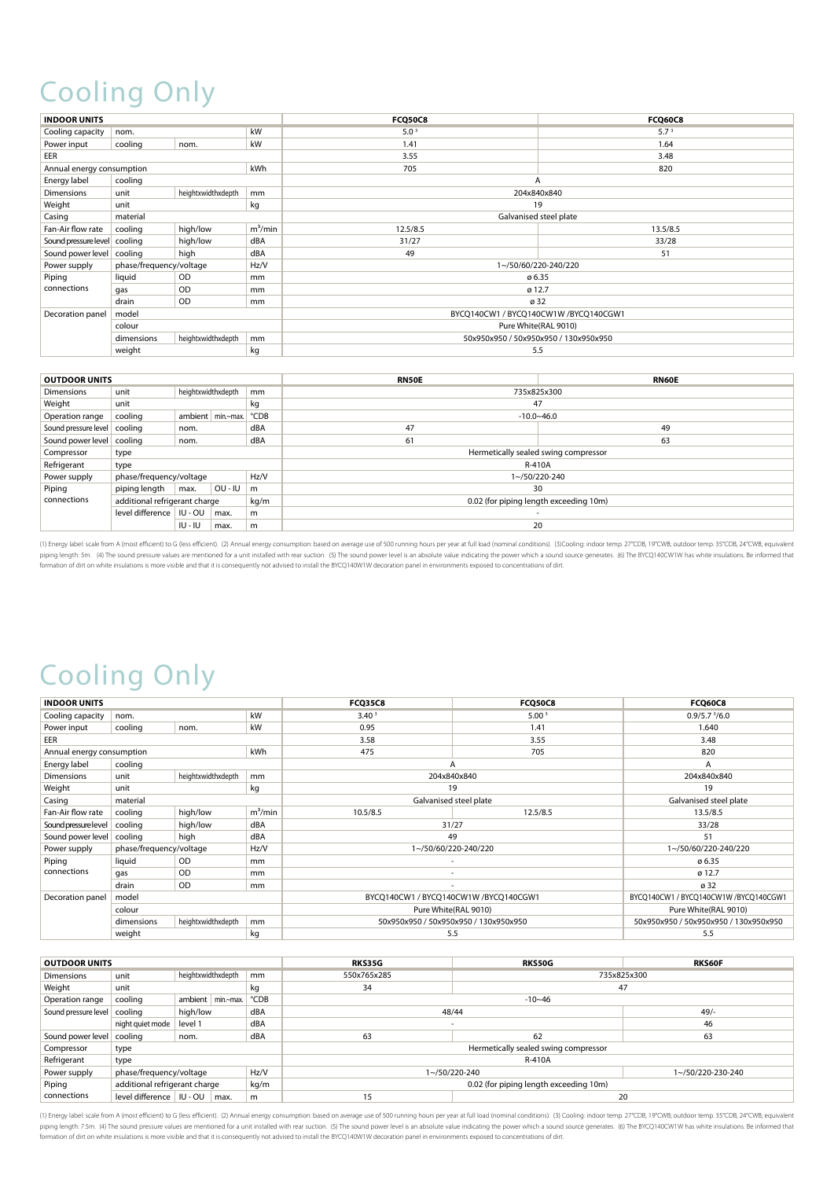# Cooling Only

| INDOOR UNITS | | | | FCQ50C8 | FCQ60C8 |
|---|---|---|---|---|---|
| Cooling capacity | nom. | | kW | 5.0 [3] | 5.7 [3] |
| Power input | cooling | nom. | kW | 1.41 | 1.64 |
| EER | | | | 3.55 | 3.48 |
| Annual energy consumption | | | kWh | 705 | 820 |
| Energy label | cooling | | | A | |
| Dimensions | unit | heightxwidthxdepth | mm | 204x840x840 | |
| Weight | unit | | kg | 19 | |
| Casing | material | | | Galvanised steel plate | |
| Fan-Air flow rate | cooling | high/low | $m^3$/min | 12.5/8.5 | 13.5/8.5 |
| Sound pressure level | cooling | high/low | dBA | 31/27 | 33/28 |
| Sound power level | cooling | high | dBA | 49 | 51 |
| Power supply | phase/frequency/voltage | | Hz/V | 1~/50/60/220-240/220 | |
| Piping connections | liquid | OD | mm | ø 6.35 | |
| | gas | OD | mm | ø 12.7 | |
| | drain | OD | mm | ø 32 | |
| Decoration panel | model | | | BYCQ140CW1 / BYCQ140CW1W /BYCQ140CGW1 | |
| | colour | | | Pure White(RAL 9010) | |
| | dimensions | heightxwidthxdepth | mm | 50x950x950 / 50x950x950 / 130x950x950 | |
| | weight | | kg | 5.5 | |

| OUTDOOR UNITS | | | | | RN50E | RN60E |
|---|---|---|---|---|---|---|
| Dimensions | unit | heightxwidthxdepth | | mm | 735x825x300 | |
| Weight | unit | | | kg | 47 | |
| Operation range | cooling | ambient | min.~max. | °CDB | -10.0~46.0 | |
| Sound pressure level | cooling | nom. | | dBA | 47 | 49 |
| Sound power level | cooling | nom. | | dBA | 61 | 63 |
| Compressor | type | | | | Hermetically sealed swing compressor | |
| Refrigerant | type | | | | R-410A | |
| Power supply | phase/frequency/voltage | | | Hz/V | 1~/50/220-240 | |
| Piping connections | piping length | max. | OU - IU | m | 30 | |
| | additional refrigerant charge | | | kg/m | 0.02 (for piping length exceeding 10m) | |
| | level difference | IU - OU | max. | m | - | |
| | | IU - IU | max. | m | 20 | |

(1) Energy label: scale from A (most efficient) to G (less efficient). (2) Annual energy consumption: based on average use of 500 running hours per year at full load (nominal conditions). (3)Cooling: indoor temp. 27°CDB, 19°CWB; outdoor temp. 35°CDB, 24°CWB; equivalent piping length: 5m. (4) The sound pressure values are mentioned for a unit installed with rear suction. (5) The sound power level is an absolute value indicating the power which a sound source generates. (6) The BYCQ140CW1W has white insulations. Be informed that formation of dirt on white insulations is more visible and that it is consequently not advised to install the BYCQ140W1W decoration panel in environments exposed to concentrations of dirt.

# Cooling Only

| INDOOR UNITS | | | | FCQ35C8 | FCQ50C8 | FCQ60C8 |
|---|---|---|---|---|---|---|
| Cooling capacity | nom. | | kW | 3.40 [3] | 5.00 [3] | 0.9/5.7 [3]/6.0 |
| Power input | cooling | nom. | kW | 0.95 | 1.41 | 1.640 |
| EER | | | | 3.58 | 3.55 | 3.48 |
| Annual energy consumption | | | kWh | 475 | 705 | 820 |
| Energy label | cooling | | | A | | A |
| Dimensions | unit | heightxwidthxdepth | mm | 204x840x840 | | 204x840x840 |
| Weight | unit | | kg | 19 | | 19 |
| Casing | material | | | Galvanised steel plate | | Galvanised steel plate |
| Fan-Air flow rate | cooling | high/low | $m^3$/min | 10.5/8.5 | 12.5/8.5 | 13.5/8.5 |
| Sound pressure level | cooling | high/low | dBA | 31/27 | | 33/28 |
| Sound power level | cooling | high | dBA | 49 | | 51 |
| Power supply | phase/frequency/voltage | | Hz/V | 1~/50/60/220-240/220 | | 1~/50/60/220-240/220 |
| Piping connections | liquid | OD | mm | - | | ø 6.35 |
| | gas | OD | mm | - | | ø 12.7 |
| | drain | OD | mm | - | | ø 32 |
| Decoration panel | model | | | BYCQ140CW1 / BYCQ140CW1W /BYCQ140CGW1 | | BYCQ140CW1 / BYCQ140CW1W /BYCQ140CGW1 |
| | colour | | | Pure White(RAL 9010) | | Pure White(RAL 9010) |
| | dimensions | heightxwidthxdepth | mm | 50x950x950 / 50x950x950 / 130x950x950 | | 50x950x950 / 50x950x950 / 130x950x950 |
| | weight | | kg | 5.5 | | 5.5 |

| OUTDOOR UNITS | | | | | RKS35G | RKS50G | RKS60F |
|---|---|---|---|---|---|---|---|
| Dimensions | unit | heightxwidthxdepth | | mm | 550x765x285 | 735x825x300 | |
| Weight | unit | | | kg | 34 | 47 | |
| Operation range | cooling | ambient | min.~max. | °CDB | -10~46 | | |
| Sound pressure level | cooling | high/low | | dBA | 48/44 | | 49/- |
| | night quiet mode | level 1 | | dBA | - | | 46 |
| Sound power level | cooling | nom. | | dBA | 63 | 62 | 63 |
| Compressor | type | | | | Hermetically sealed swing compressor | | |
| Refrigerant | type | | | | R-410A | | |
| Power supply | phase/frequency/voltage | | | Hz/V | 1~/50/220-240 | | 1~/50/220-230-240 |
| Piping connections | additional refrigerant charge | | | kg/m | 0.02 (for piping length exceeding 10m) | | |
| | level difference | IU - OU | max. | m | 15 | 20 | |

(1) Energy label: scale from A (most efficient) to G (less efficient). (2) Annual energy consumption: based on average use of 500 running hours per year at full load (nominal conditions). (3) Cooling: indoor temp. 27°CDB, 19°CWB; outdoor temp. 35°CDB, 24°CWB; equivalent piping length: 7.5m. (4) The sound pressure values are mentioned for a unit installed with rear suction. (5) The sound power level is an absolute value indicating the power which a sound source generates. (6) The BYCQ140CW1W has white insulations. Be informed that formation of dirt on white insulations is more visible and that it is consequently not advised to install the BYCQ140W1W decoration panel in environments exposed to concentrations of dirt.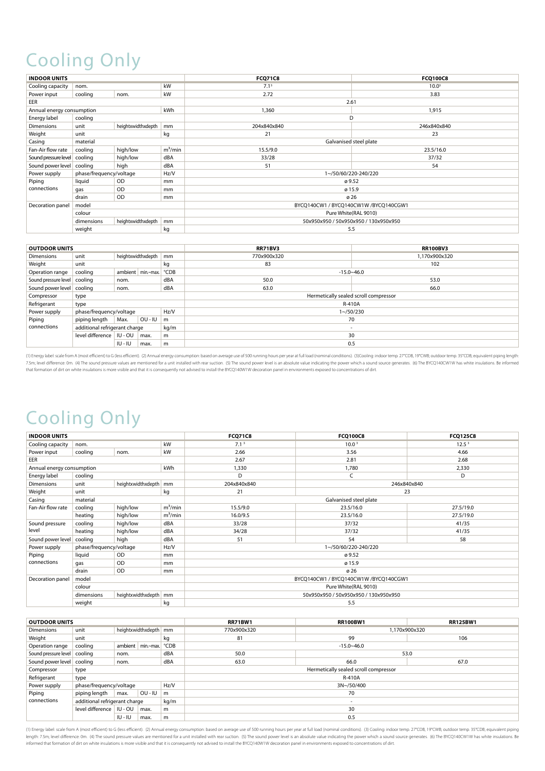# Cooling Only

| INDOOR UNITS | | | | FCQ71C8 | FCQ100C8 |
|---|---|---|---|---|---|
| Cooling capacity | nom. | | kW | 7.1[3] | 10.0[3] |
| Power input | cooling | nom. | kW | 2.72 | 3.83 |
| EER | | | | 2.61 | |
| Annual energy consumption | | | kWh | 1,360 | 1,915 |
| Energy label | cooling | | | D | |
| Dimensions | unit | heightxwidthxdepth | mm | 204x840x840 | 246x840x840 |
| Weight | unit | | kg | 21 | 23 |
| Casing | material | | | Galvanised steel plate | |
| Fan-Air flow rate | cooling | high/low | m³/min | 15.5/9.0 | 23.5/16.0 |
| Sound pressure level | cooling | high/low | dBA | 33/28 | 37/32 |
| Sound power level | cooling | high | dBA | 51 | 54 |
| Power supply | phase/frequency/voltage | | Hz/V | 1~/50/60/220-240/220 | |
| Piping connections | liquid | OD | mm | ø 9.52 | |
| | gas | OD | mm | ø 15.9 | |
| | drain | OD | mm | ø 26 | |
| Decoration panel | model | | | BYCQ140CW1 / BYCQ140CW1W /BYCQ140CGW1 | |
| | colour | | | Pure White(RAL 9010) | |
| | dimensions | heightxwidthxdepth | mm | 50x950x950 / 50x950x950 / 130x950x950 | |
| | weight | | kg | 5.5 | |

| OUTDOOR UNITS | | | | | RR71BV3 | RR100BV3 |
|---|---|---|---|---|---|---|
| Dimensions | unit | heightxwidthxdepth | | mm | 770x900x320 | 1,170x900x320 |
| Weight | unit | | | kg | 83 | 102 |
| Operation range | cooling | ambient | min.~max. | °CDB | -15.0~46.0 | |
| Sound pressure level | cooling | nom. | | dBA | 50.0 | 53.0 |
| Sound power level | cooling | nom. | | dBA | 63.0 | 66.0 |
| Compressor | type | | | | Hermetically sealed scroll compressor | |
| Refrigerant | type | | | | R-410A | |
| Power supply | phase/frequency/voltage | | | Hz/V | 1~/50/230 | |
| Piping connections | piping length | Max. | OU - IU | m | 70 | |
| | additional refrigerant charge | | | kg/m | - | |
| | level difference | IU - OU | max. | m | 30 | |
| | | IU - IU | max. | m | 0.5 | |

(1) Energy label: scale from A (most efficient) to G (less efficient). (2) Annual energy consumption: based on average use of 500 running hours per year at full load (nominal conditions). (3)Cooling: indoor temp. 27°CDB, 19°CWB; outdoor temp. 35°CDB; equivalent piping length: 7.5m; level difference: 0m. (4) The sound pressure values are mentioned for a unit installed with rear suction. (5) The sound power level is an absolute value indicating the power which a sound source generates. (6) The BYCQ140CW1W has white insulations. Be informed that formation of dirt on white insulations is more visible and that it is consequently not advised to install the BYCQ140W1W decoration panel in environments exposed to concentrations of dirt.

# Cooling Only

| INDOOR UNITS | | | | FCQ71C8 | FCQ100C8 | FCQ125C8 |
|---|---|---|---|---|---|---|
| Cooling capacity | nom. | | kW | 7.1[3] | 10.0[3] | 12.5[3] |
| Power input | cooling | nom. | kW | 2.66 | 3.56 | 4.66 |
| EER | | | | 2.67 | 2.81 | 2.68 |
| Annual energy consumption | | | kWh | 1,330 | 1,780 | 2,330 |
| Energy label | cooling | | | D | C | D |
| Dimensions | unit | heightxwidthxdepth | mm | 204x840x840 | 246x840x840 | |
| Weight | unit | | kg | 21 | 23 | |
| Casing | material | | | Galvanised steel plate | | |
| Fan-Air flow rate | cooling | high/low | m³/min | 15.5/9.0 | 23.5/16.0 | 27.5/19.0 |
| | heating | high/low | m³/min | 16.0/9.5 | 23.5/16.0 | 27.5/19.0 |
| Sound pressure level | cooling | high/low | dBA | 33/28 | 37/32 | 41/35 |
| | heating | high/low | dBA | 34/28 | 37/32 | 41/35 |
| Sound power level | cooling | high | dBA | 51 | 54 | 58 |
| Power supply | phase/frequency/voltage | | Hz/V | 1~/50/60/220-240/220 | | |
| Piping connections | liquid | OD | mm | ø 9.52 | | |
| | gas | OD | mm | ø 15.9 | | |
| | drain | OD | mm | ø 26 | | |
| Decoration panel | model | | | BYCQ140CW1 / BYCQ140CW1W /BYCQ140CGW1 | | |
| | colour | | | Pure White(RAL 9010) | | |
| | dimensions | heightxwidthxdepth | mm | 50x950x950 / 50x950x950 / 130x950x950 | | |
| | weight | | kg | 5.5 | | |

| OUTDOOR UNITS | | | | | RR71BW1 | RR100BW1 | RR125BW1 |
|---|---|---|---|---|---|---|---|
| Dimensions | unit | heightxwidthxdepth | | mm | 770x900x320 | 1,170x900x320 | |
| Weight | unit | | | kg | 81 | 99 | 106 |
| Operation range | cooling | ambient | min.~max. | °CDB | -15.0~46.0 | | |
| Sound pressure level | cooling | nom. | | dBA | 50.0 | 53.0 | |
| Sound power level | cooling | nom. | | dBA | 63.0 | 66.0 | 67.0 |
| Compressor | type | | | | Hermetically sealed scroll compressor | | |
| Refrigerant | type | | | | R-410A | | |
| Power supply | phase/frequency/voltage | | | Hz/V | 3N~/50/400 | | |
| Piping connections | piping length | max. | OU - IU | m | 70 | | |
| | additional refrigerant charge | | | kg/m | - | | |
| | level difference | IU - OU | max. | m | 30 | | |
| | | IU - IU | max. | m | 0.5 | | |

(1) Energy label: scale from A (most efficient) to G (less efficient). (2) Annual energy consumption: based on average use of 500 running hours per year at full load (nominal conditions). (3) Cooling: indoor temp. 27°CDB, 19°CWB; outdoor temp. 35°CDB; equivalent piping length: 7.5m; level difference: 0m. (4) The sound pressure values are mentioned for a unit installed with rear suction. (5) The sound power level is an absolute value indicating the power which a sound source generates. (6) The BYCQ140CW1W has white insulations. Be informed that formation of dirt on white insulations is more visible and that it is consequently not advised to install the BYCQ140W1W decoration panel in environments exposed to concentrations of dirt.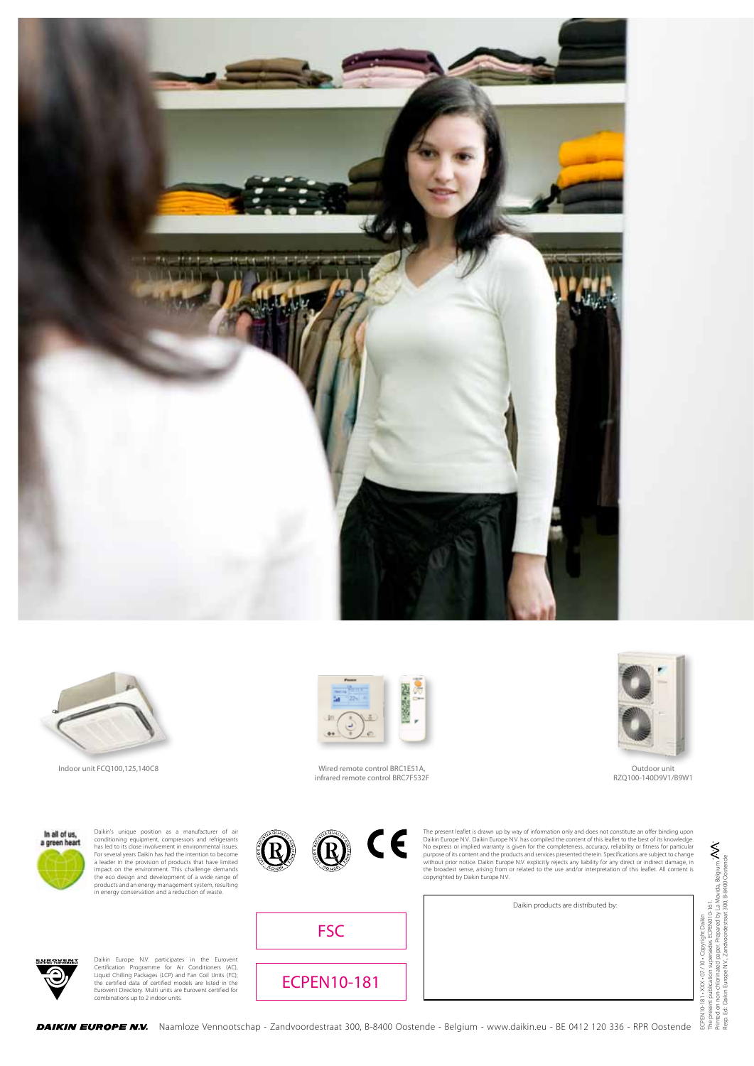Indoor unit FCQ100,125,140C8

Wired remote control BRC1E51A,
infrared remote control BRC7F532F

Outdoor unit
RZQ100-140D9V1/B9W1

Daikin's unique position as a manufacturer of air conditioning equipment, compressors and refrigerants has led to its close involvement in environmental issues. For several years Daikin has had the intention to become a leader in the provision of products that have limited impact on the environment. This challenge demands the eco design and development of a wide range of products and an energy management system, resulting in energy conservation and a reduction of waste.

Daikin Europe N.V. participates in the Eurovent Certification Programme for Air Conditioners (AC), Liquid Chilling Packages (LCP) and Fan Coil Units (FC); the certified data of certified models are listed in the Eurovent Directory. Multi units are Eurovent certified for combinations up to 2 indoor units.

The present leaflet is drawn up by way of information only and does not constitute an offer binding upon Daikin Europe N.V.. Daikin Europe N.V. has compiled the content of this leaflet to the best of its knowledge. No express or implied warranty is given for the completeness, accuracy, reliability or fitness for particular purpose of its content and the products and services presented therein. Specifications are subject to change without prior notice. Daikin Europe N.V. explicitly rejects any liability for any direct or indirect damage, in the broadest sense, arising from or related to the use and/or interpretation of this leaflet. All content is copyrighted by Daikin Europe N.V.

Daikin products are distributed by:

FSC

ECPEN10-181

ECPEN10-181 • XXX • 07 / 10 • Copyright Daikin
The present publication supersedes ECPEN010-161.
Printed on non-chlorinated paper. Prepared by La Movida, Belgium.
Resp. Ed.: Daikin Europe N.V., Zandvoordestraat 300, B-8400 Oostende

**DAIKIN EUROPE N.V.** Naamloze Vennootschap - Zandvoordestraat 300, B-8400 Oostende - Belgium - www.daikin.eu - BE 0412 120 336 - RPR Oostende